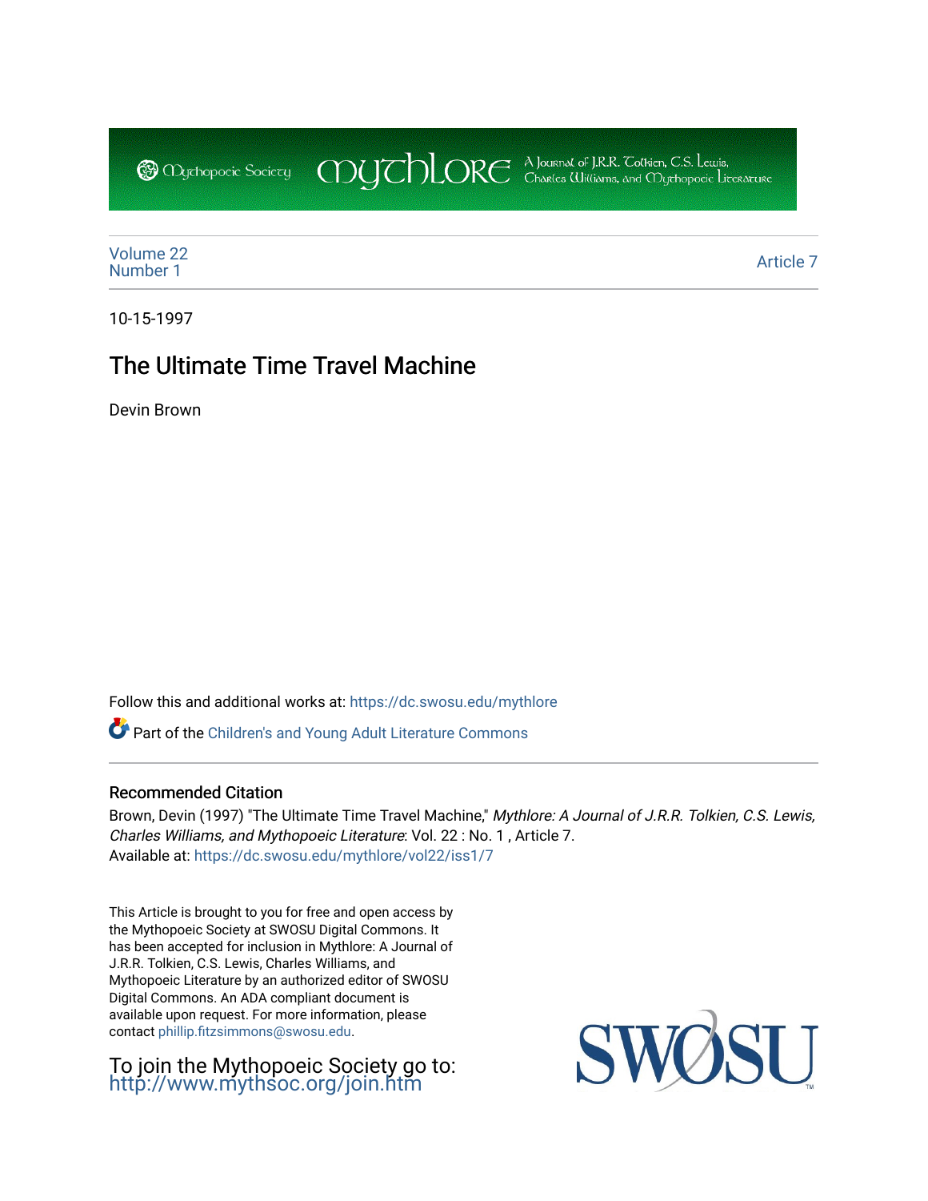Volume 22
Number 1

Article 7

10-15-1997

# The Ultimate Time Travel Machine

Devin Brown

Follow this and additional works at: https://dc.swosu.edu/mythlore

Part of the Children's and Young Adult Literature Commons

### Recommended Citation

Brown, Devin (1997) "The Ultimate Time Travel Machine," *Mythlore: A Journal of J.R.R. Tolkien, C.S. Lewis, Charles Williams, and Mythopoeic Literature*: Vol. 22 : No. 1 , Article 7.
Available at: https://dc.swosu.edu/mythlore/vol22/iss1/7

This Article is brought to you for free and open access by the Mythopoeic Society at SWOSU Digital Commons. It has been accepted for inclusion in Mythlore: A Journal of J.R.R. Tolkien, C.S. Lewis, Charles Williams, and Mythopoeic Literature by an authorized editor of SWOSU Digital Commons. An ADA compliant document is available upon request. For more information, please contact phillip.fitzsimmons@swosu.edu.

To join the Mythopoeic Society go to: http://www.mythsoc.org/join.htm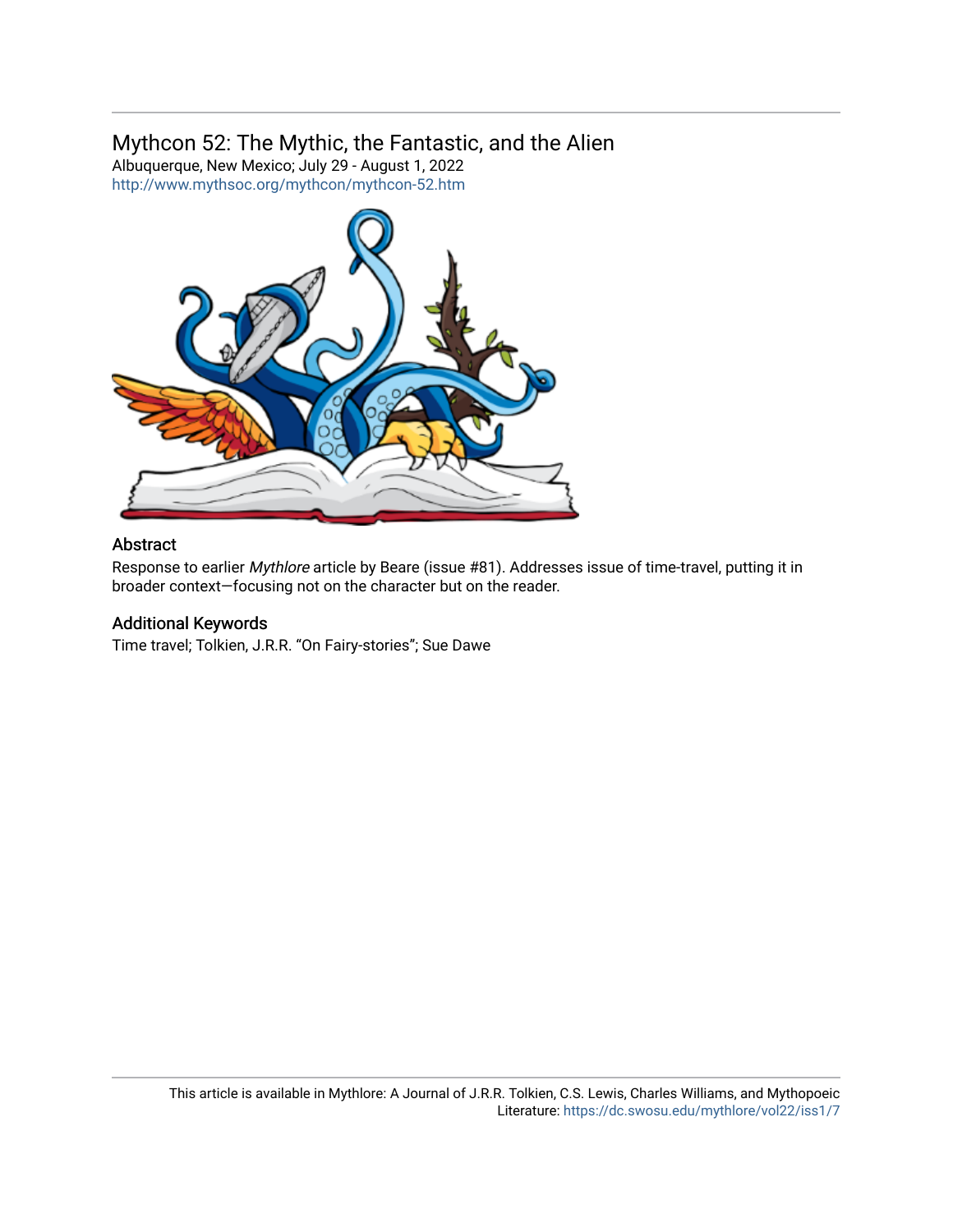## Mythcon 52: The Mythic, the Fantastic, and the Alien

Albuquerque, New Mexico; July 29 - August 1, 2022

http://www.mythsoc.org/mythcon/mythcon-52.htm

### Abstract

Response to earlier *Mythlore* article by Beare (issue #81). Addresses issue of time-travel, putting it in broader context—focusing not on the character but on the reader.

### Additional Keywords

Time travel; Tolkien, J.R.R. "On Fairy-stories"; Sue Dawe

This article is available in Mythlore: A Journal of J.R.R. Tolkien, C.S. Lewis, Charles Williams, and Mythopoeic Literature: https://dc.swosu.edu/mythlore/vol22/iss1/7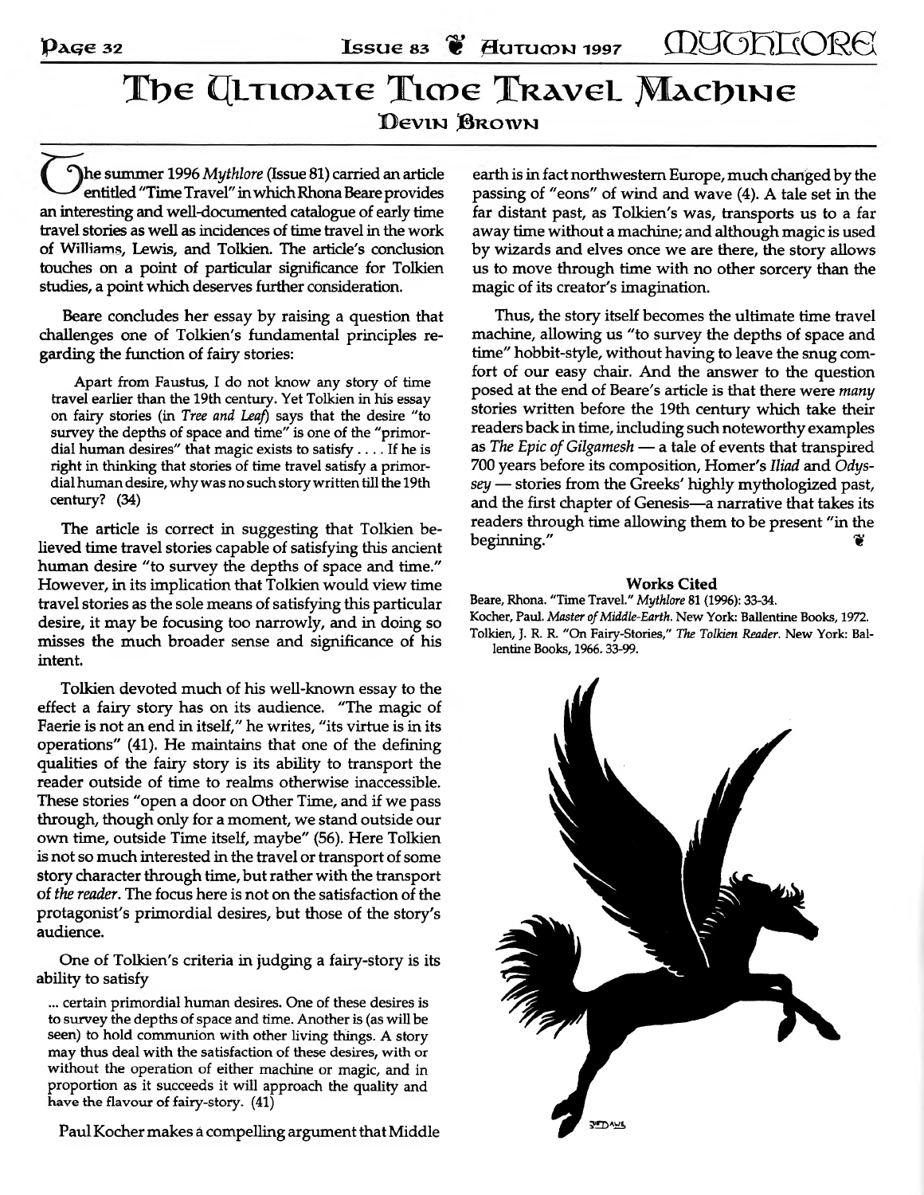# The Ultimate Time Travel Machine

## Devin Brown

The summer 1996 *Mythlore* (Issue 81) carried an article entitled "Time Travel" in which Rhona Beare provides an interesting and well-documented catalogue of early time travel stories as well as incidences of time travel in the work of Williams, Lewis, and Tolkien. The article's conclusion touches on a point of particular significance for Tolkien studies, a point which deserves further consideration.

Beare concludes her essay by raising a question that challenges one of Tolkien's fundamental principles regarding the function of fairy stories:

> Apart from Faustus, I do not know any story of time travel earlier than the 19th century. Yet Tolkien in his essay on fairy stories (in *Tree and Leaf*) says that the desire "to survey the depths of space and time" is one of the "primordial human desires" that magic exists to satisfy . . . . If he is right in thinking that stories of time travel satisfy a primordial human desire, why was no such story written till the 19th century? (34)

The article is correct in suggesting that Tolkien believed time travel stories capable of satisfying this ancient human desire "to survey the depths of space and time." However, in its implication that Tolkien would view time travel stories as the sole means of satisfying this particular desire, it may be focusing too narrowly, and in doing so misses the much broader sense and significance of his intent.

Tolkien devoted much of his well-known essay to the effect a fairy story has on its audience. "The magic of Faerie is not an end in itself," he writes, "its virtue is in its operations" (41). He maintains that one of the defining qualities of the fairy story is its ability to transport the reader outside of time to realms otherwise inaccessible. These stories "open a door on Other Time, and if we pass through, though only for a moment, we stand outside our own time, outside Time itself, maybe" (56). Here Tolkien is not so much interested in the travel or transport of some story character through time, but rather with the transport of *the reader*. The focus here is not on the satisfaction of the protagonist's primordial desires, but those of the story's audience.

One of Tolkien's criteria in judging a fairy-story is its ability to satisfy

> ... certain primordial human desires. One of these desires is to survey the depths of space and time. Another is (as will be seen) to hold communion with other living things. A story may thus deal with the satisfaction of these desires, with or without the operation of either machine or magic, and in proportion as it succeeds it will approach the quality and have the flavour of fairy-story. (41)

Paul Kocher makes a compelling argument that Middle earth is in fact northwestern Europe, much changed by the passing of "eons" of wind and wave (4). A tale set in the far distant past, as Tolkien's was, transports us to a far away time without a machine; and although magic is used by wizards and elves once we are there, the story allows us to move through time with no other sorcery than the magic of its creator's imagination.

Thus, the story itself becomes the ultimate time travel machine, allowing us "to survey the depths of space and time" hobbit-style, without having to leave the snug comfort of our easy chair. And the answer to the question posed at the end of Beare's article is that there were *many* stories written before the 19th century which take their readers back in time, including such noteworthy examples as *The Epic of Gilgamesh* — a tale of events that transpired 700 years before its composition, Homer's *Iliad* and *Odyssey* — stories from the Greeks' highly mythologized past, and the first chapter of Genesis—a narrative that takes its readers through time allowing them to be present "in the beginning."

### Works Cited

Beare, Rhona. "Time Travel." *Mythlore* 81 (1996): 33-34.

Kocher, Paul. *Master of Middle-Earth*. New York: Ballentine Books, 1972.

Tolkien, J. R. R. "On Fairy-Stories," *The Tolkien Reader*. New York: Ballentine Books, 1966. 33-99.